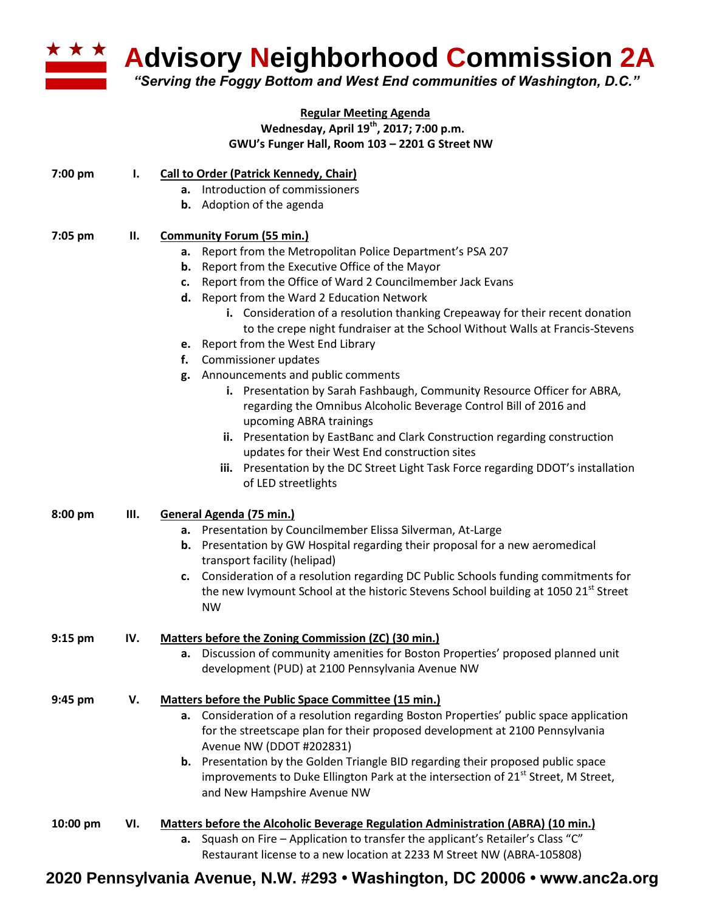# Advisory Neighborhood Commission 2A

*"Serving the Foggy Bottom and West End communities of Washington, D.C."*

**Regular Meeting Agenda**
**Wednesday, April 19th, 2017; 7:00 p.m.**
**GWU's Funger Hall, Room 103 – 2201 G Street NW**

**7:00 pm — I. Call to Order (Patrick Kennedy, Chair)**

- **a.** Introduction of commissioners
- **b.** Adoption of the agenda

**7:05 pm — II. Community Forum (55 min.)**

- **a.** Report from the Metropolitan Police Department's PSA 207
- **b.** Report from the Executive Office of the Mayor
- **c.** Report from the Office of Ward 2 Councilmember Jack Evans
- **d.** Report from the Ward 2 Education Network
    - **i.** Consideration of a resolution thanking Crepeaway for their recent donation to the crepe night fundraiser at the School Without Walls at Francis-Stevens
- **e.** Report from the West End Library
- **f.** Commissioner updates
- **g.** Announcements and public comments
    - **i.** Presentation by Sarah Fashbaugh, Community Resource Officer for ABRA, regarding the Omnibus Alcoholic Beverage Control Bill of 2016 and upcoming ABRA trainings
    - **ii.** Presentation by EastBanc and Clark Construction regarding construction updates for their West End construction sites
    - **iii.** Presentation by the DC Street Light Task Force regarding DDOT's installation of LED streetlights

**8:00 pm — III. General Agenda (75 min.)**

- **a.** Presentation by Councilmember Elissa Silverman, At-Large
- **b.** Presentation by GW Hospital regarding their proposal for a new aeromedical transport facility (helipad)
- **c.** Consideration of a resolution regarding DC Public Schools funding commitments for the new Ivymount School at the historic Stevens School building at 1050 21st Street NW

**9:15 pm — IV. Matters before the Zoning Commission (ZC) (30 min.)**

- **a.** Discussion of community amenities for Boston Properties' proposed planned unit development (PUD) at 2100 Pennsylvania Avenue NW

**9:45 pm — V. Matters before the Public Space Committee (15 min.)**

- **a.** Consideration of a resolution regarding Boston Properties' public space application for the streetscape plan for their proposed development at 2100 Pennsylvania Avenue NW (DDOT #202831)
- **b.** Presentation by the Golden Triangle BID regarding their proposed public space improvements to Duke Ellington Park at the intersection of 21st Street, M Street, and New Hampshire Avenue NW

**10:00 pm — VI. Matters before the Alcoholic Beverage Regulation Administration (ABRA) (10 min.)**

- **a.** Squash on Fire – Application to transfer the applicant's Retailer's Class "C" Restaurant license to a new location at 2233 M Street NW (ABRA-105808)

**2020 Pennsylvania Avenue, N.W. #293 • Washington, DC 20006 • www.anc2a.org**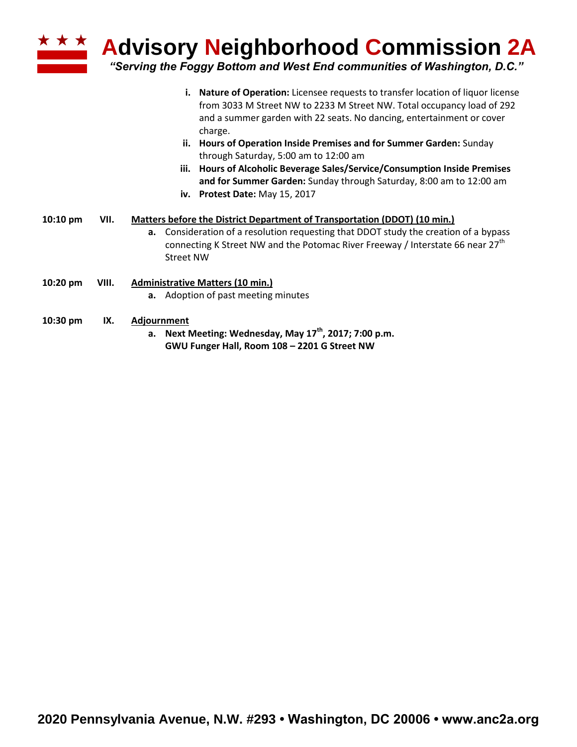i. **Nature of Operation:** Licensee requests to transfer location of liquor license from 3033 M Street NW to 2233 M Street NW. Total occupancy load of 292 and a summer garden with 22 seats. No dancing, entertainment or cover charge.

ii. **Hours of Operation Inside Premises and for Summer Garden:** Sunday through Saturday, 5:00 am to 12:00 am

iii. **Hours of Alcoholic Beverage Sales/Service/Consumption Inside Premises and for Summer Garden:** Sunday through Saturday, 8:00 am to 12:00 am

iv. **Protest Date:** May 15, 2017

**10:10 pm VII. Matters before the District Department of Transportation (DDOT) (10 min.)**

a. Consideration of a resolution requesting that DDOT study the creation of a bypass connecting K Street NW and the Potomac River Freeway / Interstate 66 near 27th Street NW

**10:20 pm VIII. Administrative Matters (10 min.)**

a. Adoption of past meeting minutes

**10:30 pm IX. Adjournment**

a. **Next Meeting: Wednesday, May 17th, 2017; 7:00 p.m.**
**GWU Funger Hall, Room 108 – 2201 G Street NW**